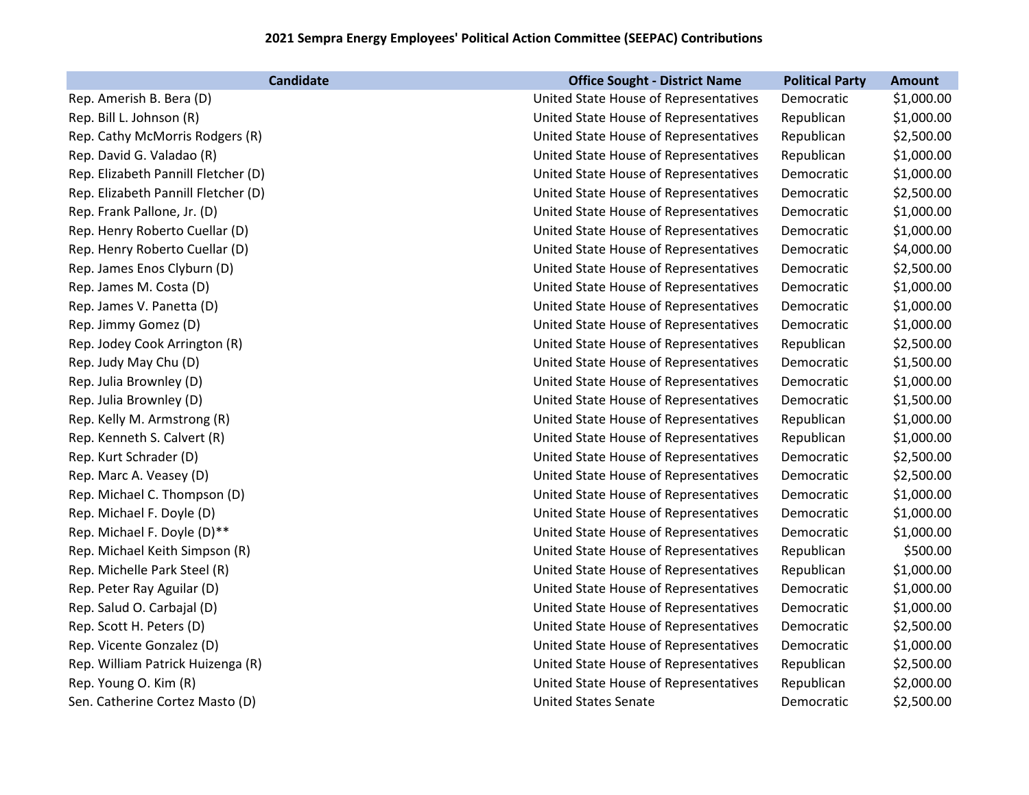# 2021 Sempra Energy Employees' Political Action Committee (SEEPAC) Contributions

| Candidate | Office Sought - District Name | Political Party | Amount |
|---|---|---|---|
| Rep. Amerish B. Bera (D) | United State House of Representatives | Democratic | $1,000.00 |
| Rep. Bill L. Johnson (R) | United State House of Representatives | Republican | $1,000.00 |
| Rep. Cathy McMorris Rodgers (R) | United State House of Representatives | Republican | $2,500.00 |
| Rep. David G. Valadao (R) | United State House of Representatives | Republican | $1,000.00 |
| Rep. Elizabeth Pannill Fletcher (D) | United State House of Representatives | Democratic | $1,000.00 |
| Rep. Elizabeth Pannill Fletcher (D) | United State House of Representatives | Democratic | $2,500.00 |
| Rep. Frank Pallone, Jr. (D) | United State House of Representatives | Democratic | $1,000.00 |
| Rep. Henry Roberto Cuellar (D) | United State House of Representatives | Democratic | $1,000.00 |
| Rep. Henry Roberto Cuellar (D) | United State House of Representatives | Democratic | $4,000.00 |
| Rep. James Enos Clyburn (D) | United State House of Representatives | Democratic | $2,500.00 |
| Rep. James M. Costa (D) | United State House of Representatives | Democratic | $1,000.00 |
| Rep. James V. Panetta (D) | United State House of Representatives | Democratic | $1,000.00 |
| Rep. Jimmy Gomez (D) | United State House of Representatives | Democratic | $1,000.00 |
| Rep. Jodey Cook Arrington (R) | United State House of Representatives | Republican | $2,500.00 |
| Rep. Judy May Chu (D) | United State House of Representatives | Democratic | $1,500.00 |
| Rep. Julia Brownley (D) | United State House of Representatives | Democratic | $1,000.00 |
| Rep. Julia Brownley (D) | United State House of Representatives | Democratic | $1,500.00 |
| Rep. Kelly M. Armstrong (R) | United State House of Representatives | Republican | $1,000.00 |
| Rep. Kenneth S. Calvert (R) | United State House of Representatives | Republican | $1,000.00 |
| Rep. Kurt Schrader (D) | United State House of Representatives | Democratic | $2,500.00 |
| Rep. Marc A. Veasey (D) | United State House of Representatives | Democratic | $2,500.00 |
| Rep. Michael C. Thompson (D) | United State House of Representatives | Democratic | $1,000.00 |
| Rep. Michael F. Doyle (D) | United State House of Representatives | Democratic | $1,000.00 |
| Rep. Michael F. Doyle (D)** | United State House of Representatives | Democratic | $1,000.00 |
| Rep. Michael Keith Simpson (R) | United State House of Representatives | Republican | $500.00 |
| Rep. Michelle Park Steel (R) | United State House of Representatives | Republican | $1,000.00 |
| Rep. Peter Ray Aguilar (D) | United State House of Representatives | Democratic | $1,000.00 |
| Rep. Salud O. Carbajal (D) | United State House of Representatives | Democratic | $1,000.00 |
| Rep. Scott H. Peters (D) | United State House of Representatives | Democratic | $2,500.00 |
| Rep. Vicente Gonzalez (D) | United State House of Representatives | Democratic | $1,000.00 |
| Rep. William Patrick Huizenga (R) | United State House of Representatives | Republican | $2,500.00 |
| Rep. Young O. Kim (R) | United State House of Representatives | Republican | $2,000.00 |
| Sen. Catherine Cortez Masto (D) | United States Senate | Democratic | $2,500.00 |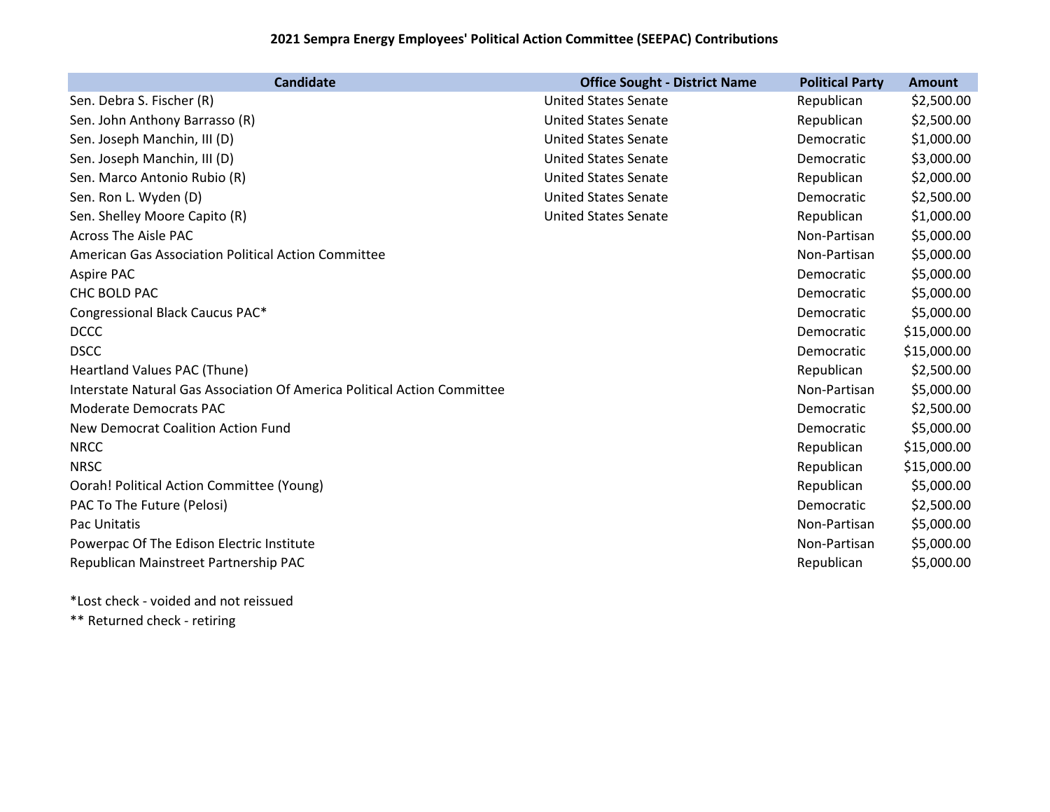**2021 Sempra Energy Employees' Political Action Committee (SEEPAC) Contributions**

| Candidate | Office Sought - District Name | Political Party | Amount |
|---|---|---|---|
| Sen. Debra S. Fischer (R) | United States Senate | Republican | $2,500.00 |
| Sen. John Anthony Barrasso (R) | United States Senate | Republican | $2,500.00 |
| Sen. Joseph Manchin, III (D) | United States Senate | Democratic | $1,000.00 |
| Sen. Joseph Manchin, III (D) | United States Senate | Democratic | $3,000.00 |
| Sen. Marco Antonio Rubio (R) | United States Senate | Republican | $2,000.00 |
| Sen. Ron L. Wyden (D) | United States Senate | Democratic | $2,500.00 |
| Sen. Shelley Moore Capito (R) | United States Senate | Republican | $1,000.00 |
| Across The Aisle PAC | | Non-Partisan | $5,000.00 |
| American Gas Association Political Action Committee | | Non-Partisan | $5,000.00 |
| Aspire PAC | | Democratic | $5,000.00 |
| CHC BOLD PAC | | Democratic | $5,000.00 |
| Congressional Black Caucus PAC* | | Democratic | $5,000.00 |
| DCCC | | Democratic | $15,000.00 |
| DSCC | | Democratic | $15,000.00 |
| Heartland Values PAC (Thune) | | Republican | $2,500.00 |
| Interstate Natural Gas Association Of America Political Action Committee | | Non-Partisan | $5,000.00 |
| Moderate Democrats PAC | | Democratic | $2,500.00 |
| New Democrat Coalition Action Fund | | Democratic | $5,000.00 |
| NRCC | | Republican | $15,000.00 |
| NRSC | | Republican | $15,000.00 |
| Oorah! Political Action Committee (Young) | | Republican | $5,000.00 |
| PAC To The Future (Pelosi) | | Democratic | $2,500.00 |
| Pac Unitatis | | Non-Partisan | $5,000.00 |
| Powerpac Of The Edison Electric Institute | | Non-Partisan | $5,000.00 |
| Republican Mainstreet Partnership PAC | | Republican | $5,000.00 |

*Lost check - voided and not reissued

** Returned check - retiring